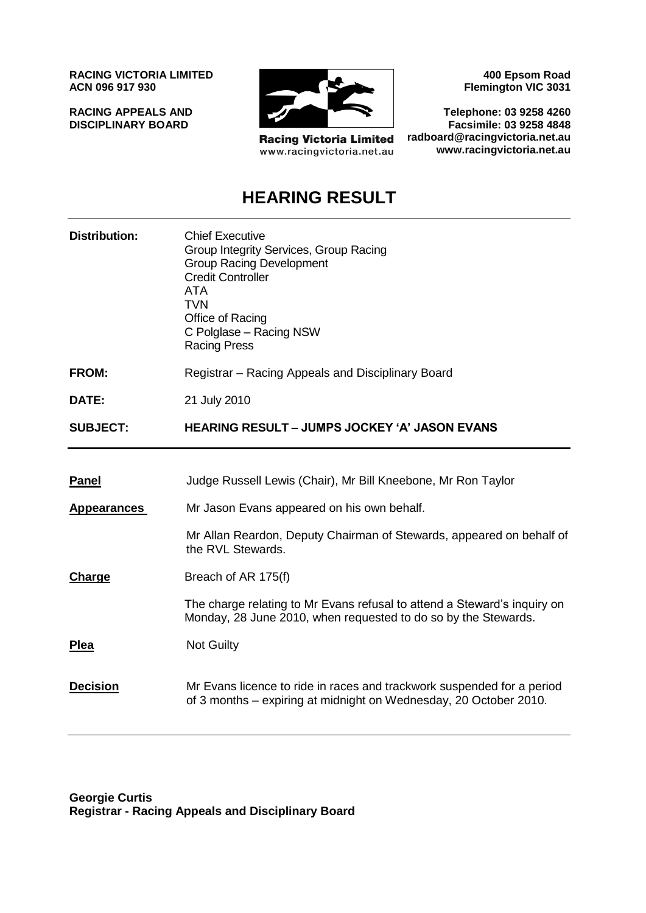**RACING VICTORIA LIMITED**
**ACN 096 917 930**

**RACING APPEALS AND DISCIPLINARY BOARD**

Racing Victoria Limited
www.racingvictoria.net.au

**400 Epsom Road**
**Flemington VIC 3031**

**Telephone: 03 9258 4260**
**Facsimile: 03 9258 4848**
**radboard@racingvictoria.net.au**
**www.racingvictoria.net.au**

# HEARING RESULT

| | |
|---|---|
| **Distribution:** | Chief Executive<br>Group Integrity Services, Group Racing<br>Group Racing Development<br>Credit Controller<br>ATA<br>TVN<br>Office of Racing<br>C Polglase – Racing NSW<br>Racing Press |
| **FROM:** | Registrar – Racing Appeals and Disciplinary Board |
| **DATE:** | 21 July 2010 |
| **SUBJECT:** | **HEARING RESULT – JUMPS JOCKEY 'A' JASON EVANS** |

| | |
|---|---|
| **Panel** | Judge Russell Lewis (Chair), Mr Bill Kneebone, Mr Ron Taylor |
| **Appearances** | Mr Jason Evans appeared on his own behalf.<br><br>Mr Allan Reardon, Deputy Chairman of Stewards, appeared on behalf of the RVL Stewards. |
| **Charge** | Breach of AR 175(f)<br><br>The charge relating to Mr Evans refusal to attend a Steward's inquiry on Monday, 28 June 2010, when requested to do so by the Stewards. |
| **Plea** | Not Guilty |
| **Decision** | Mr Evans licence to ride in races and trackwork suspended for a period of 3 months – expiring at midnight on Wednesday, 20 October 2010. |

**Georgie Curtis**
**Registrar - Racing Appeals and Disciplinary Board**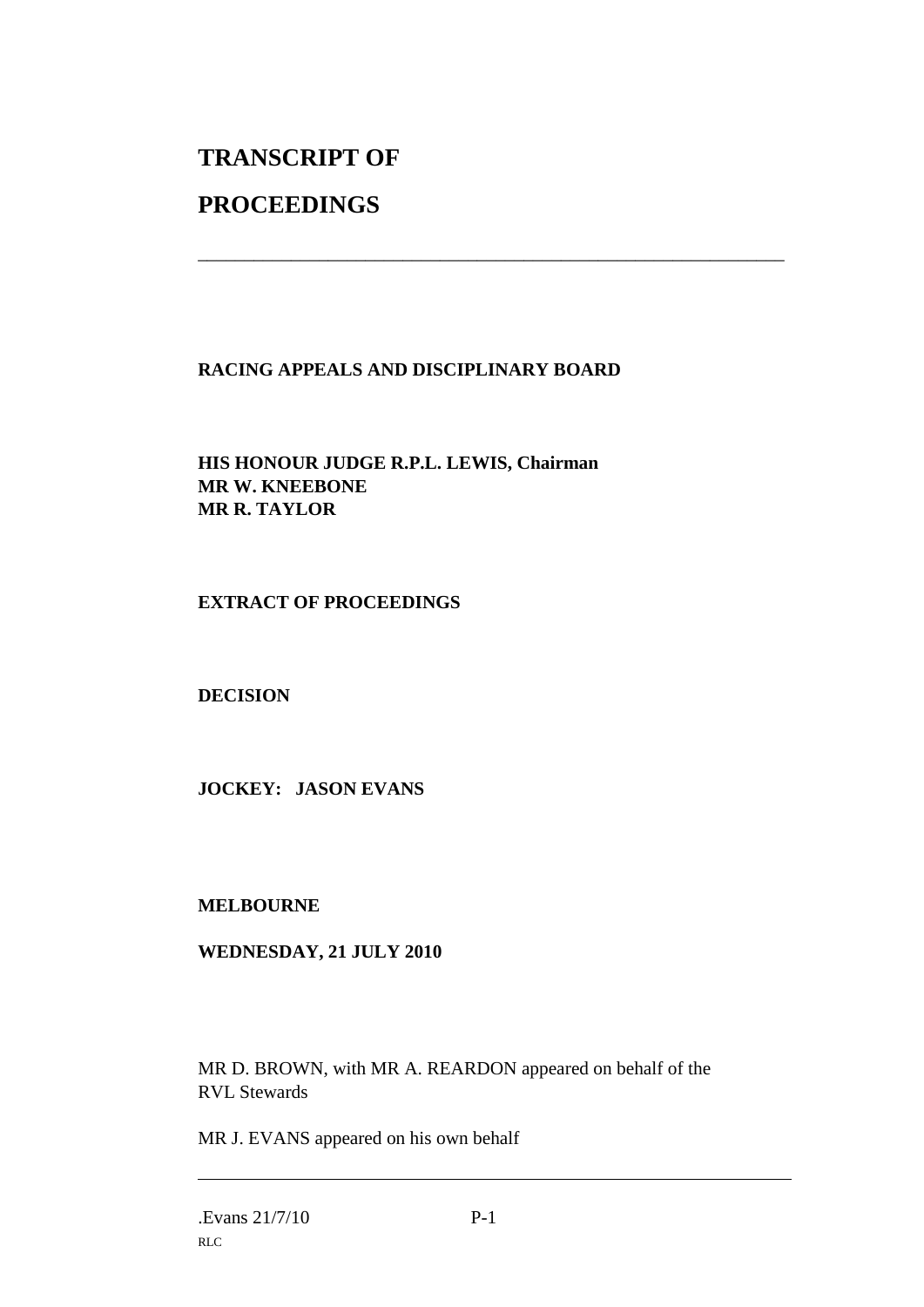# TRANSCRIPT OF PROCEEDINGS

---

**RACING APPEALS AND DISCIPLINARY BOARD**

**HIS HONOUR JUDGE R.P.L. LEWIS, Chairman**
**MR W. KNEEBONE**
**MR R. TAYLOR**

**EXTRACT OF PROCEEDINGS**

**DECISION**

**JOCKEY: JASON EVANS**

**MELBOURNE**

**WEDNESDAY, 21 JULY 2010**

MR D. BROWN, with MR A. REARDON appeared on behalf of the RVL Stewards

MR J. EVANS appeared on his own behalf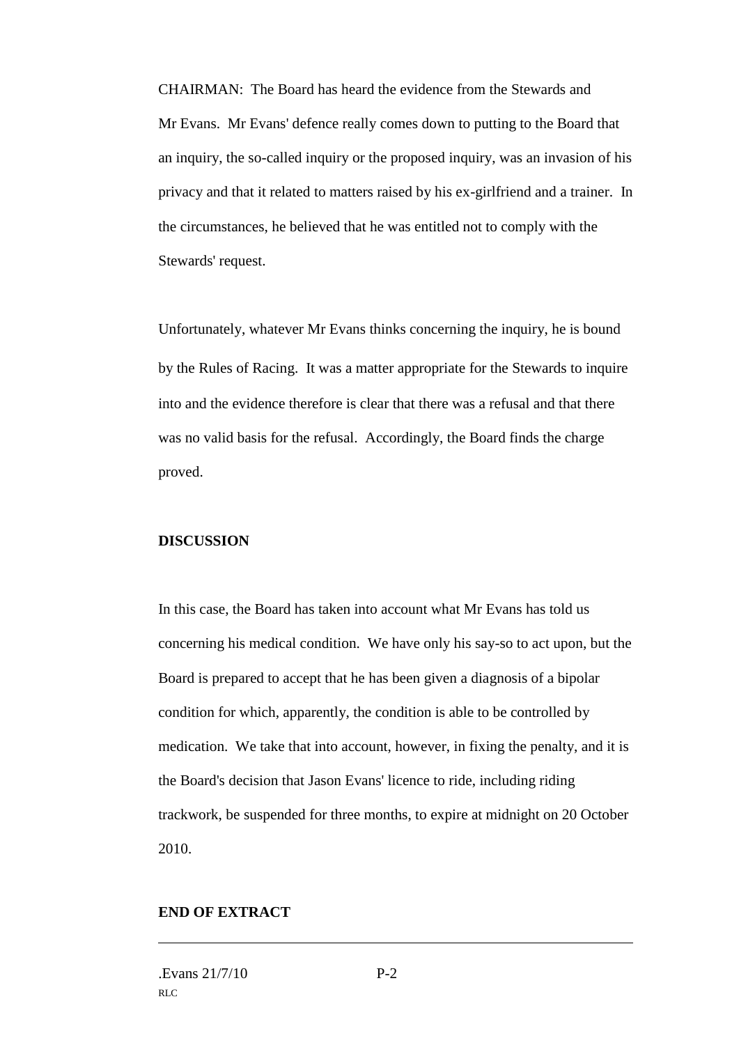CHAIRMAN: The Board has heard the evidence from the Stewards and Mr Evans. Mr Evans' defence really comes down to putting to the Board that an inquiry, the so-called inquiry or the proposed inquiry, was an invasion of his privacy and that it related to matters raised by his ex-girlfriend and a trainer. In the circumstances, he believed that he was entitled not to comply with the Stewards' request.

Unfortunately, whatever Mr Evans thinks concerning the inquiry, he is bound by the Rules of Racing. It was a matter appropriate for the Stewards to inquire into and the evidence therefore is clear that there was a refusal and that there was no valid basis for the refusal. Accordingly, the Board finds the charge proved.

**DISCUSSION**

In this case, the Board has taken into account what Mr Evans has told us concerning his medical condition. We have only his say-so to act upon, but the Board is prepared to accept that he has been given a diagnosis of a bipolar condition for which, apparently, the condition is able to be controlled by medication. We take that into account, however, in fixing the penalty, and it is the Board's decision that Jason Evans' licence to ride, including riding trackwork, be suspended for three months, to expire at midnight on 20 October 2010.

**END OF EXTRACT**